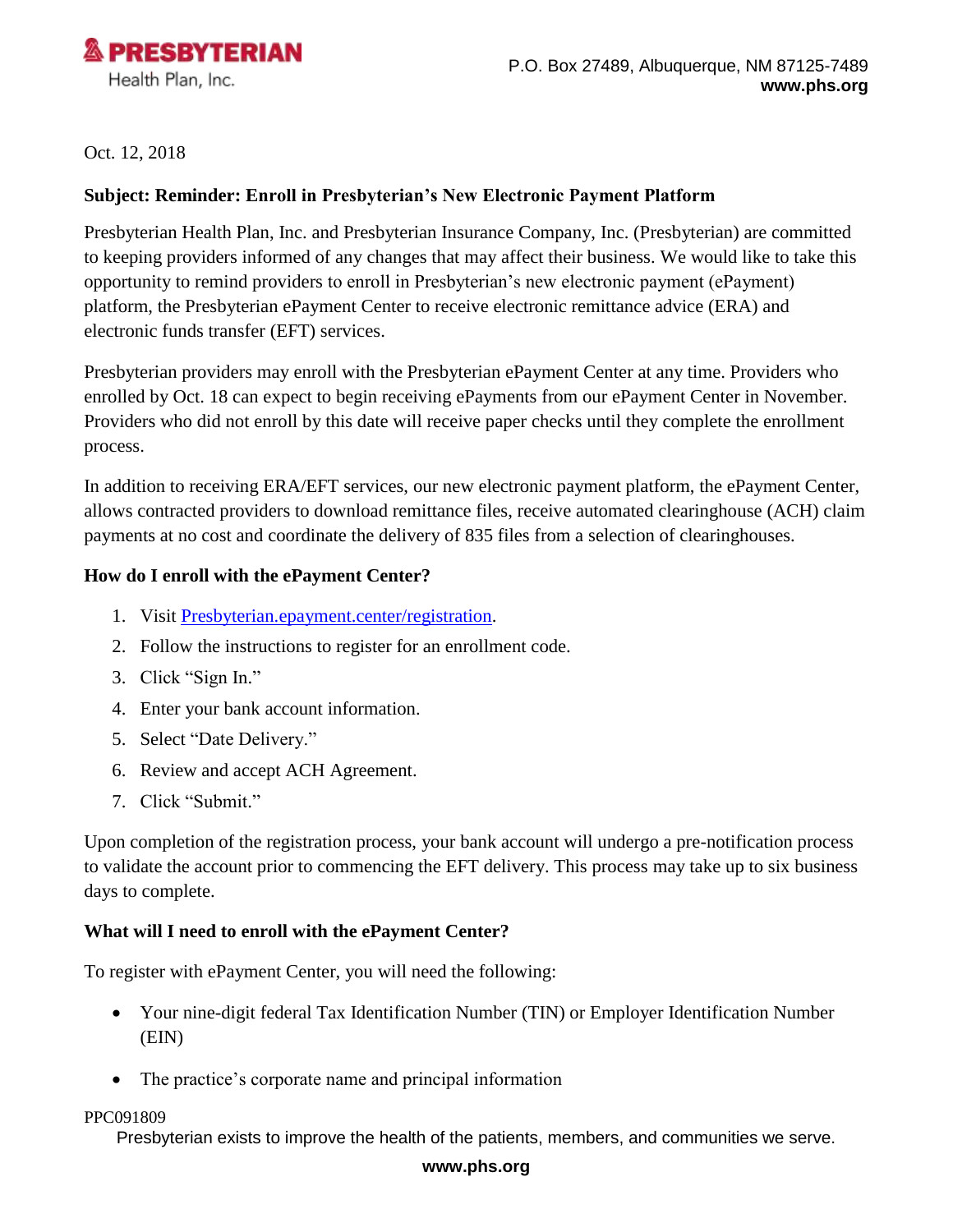**PRESBYTERIAN**
Health Plan, Inc.

P.O. Box 27489, Albuquerque, NM 87125-7489
**www.phs.org**

Oct. 12, 2018

**Subject: Reminder: Enroll in Presbyterian's New Electronic Payment Platform**

Presbyterian Health Plan, Inc. and Presbyterian Insurance Company, Inc. (Presbyterian) are committed to keeping providers informed of any changes that may affect their business. We would like to take this opportunity to remind providers to enroll in Presbyterian's new electronic payment (ePayment) platform, the Presbyterian ePayment Center to receive electronic remittance advice (ERA) and electronic funds transfer (EFT) services.

Presbyterian providers may enroll with the Presbyterian ePayment Center at any time. Providers who enrolled by Oct. 18 can expect to begin receiving ePayments from our ePayment Center in November. Providers who did not enroll by this date will receive paper checks until they complete the enrollment process.

In addition to receiving ERA/EFT services, our new electronic payment platform, the ePayment Center, allows contracted providers to download remittance files, receive automated clearinghouse (ACH) claim payments at no cost and coordinate the delivery of 835 files from a selection of clearinghouses.

**How do I enroll with the ePayment Center?**

1. Visit Presbyterian.epayment.center/registration.
2. Follow the instructions to register for an enrollment code.
3. Click "Sign In."
4. Enter your bank account information.
5. Select "Date Delivery."
6. Review and accept ACH Agreement.
7. Click "Submit."

Upon completion of the registration process, your bank account will undergo a pre-notification process to validate the account prior to commencing the EFT delivery. This process may take up to six business days to complete.

**What will I need to enroll with the ePayment Center?**

To register with ePayment Center, you will need the following:

- Your nine-digit federal Tax Identification Number (TIN) or Employer Identification Number (EIN)
- The practice's corporate name and principal information

PPC091809

Presbyterian exists to improve the health of the patients, members, and communities we serve.

**www.phs.org**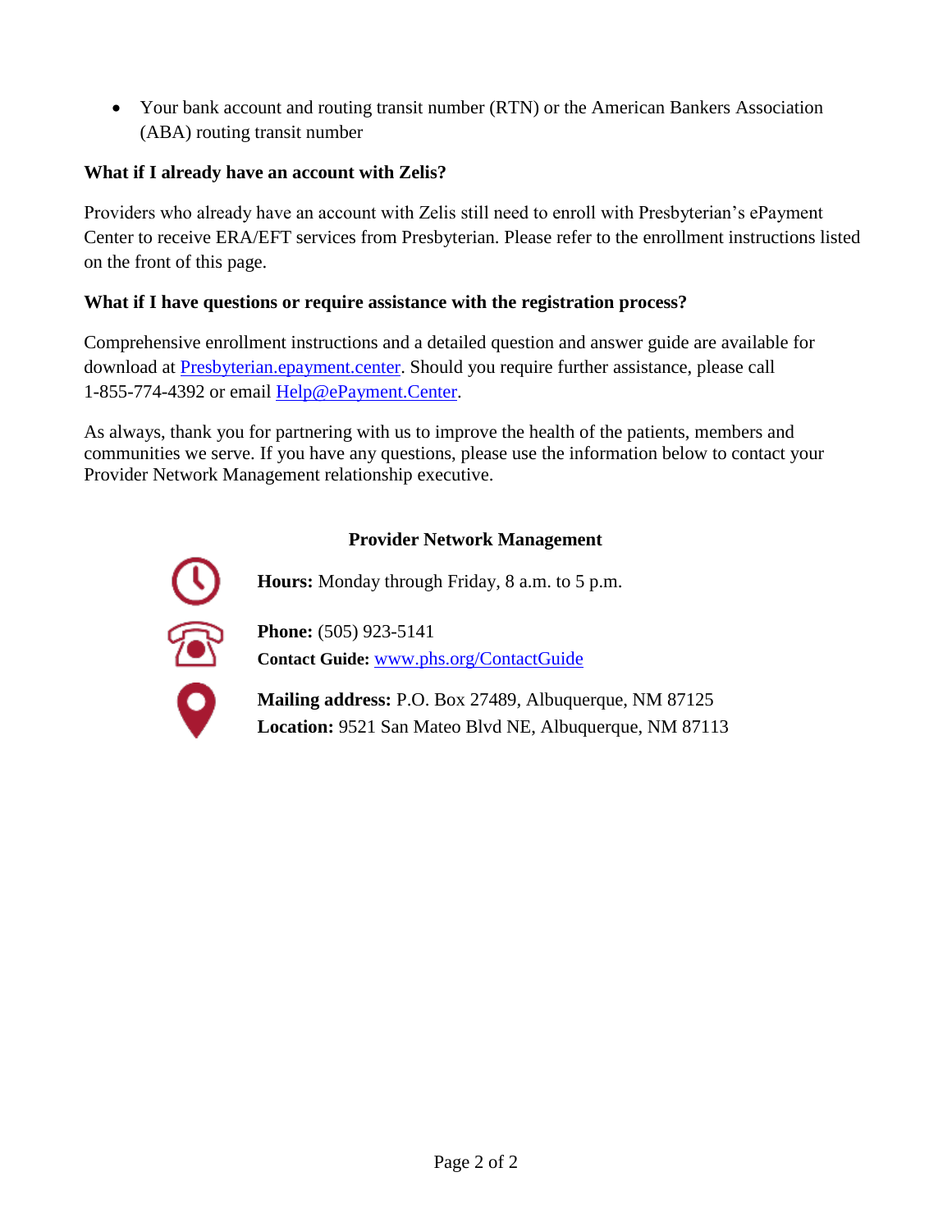- Your bank account and routing transit number (RTN) or the American Bankers Association (ABA) routing transit number

**What if I already have an account with Zelis?**

Providers who already have an account with Zelis still need to enroll with Presbyterian's ePayment Center to receive ERA/EFT services from Presbyterian. Please refer to the enrollment instructions listed on the front of this page.

**What if I have questions or require assistance with the registration process?**

Comprehensive enrollment instructions and a detailed question and answer guide are available for download at Presbyterian.epayment.center. Should you require further assistance, please call 1-855-774-4392 or email Help@ePayment.Center.

As always, thank you for partnering with us to improve the health of the patients, members and communities we serve. If you have any questions, please use the information below to contact your Provider Network Management relationship executive.

**Provider Network Management**

**Hours:** Monday through Friday, 8 a.m. to 5 p.m.

**Phone:** (505) 923-5141
**Contact Guide:** www.phs.org/ContactGuide

**Mailing address:** P.O. Box 27489, Albuquerque, NM 87125
**Location:** 9521 San Mateo Blvd NE, Albuquerque, NM 87113